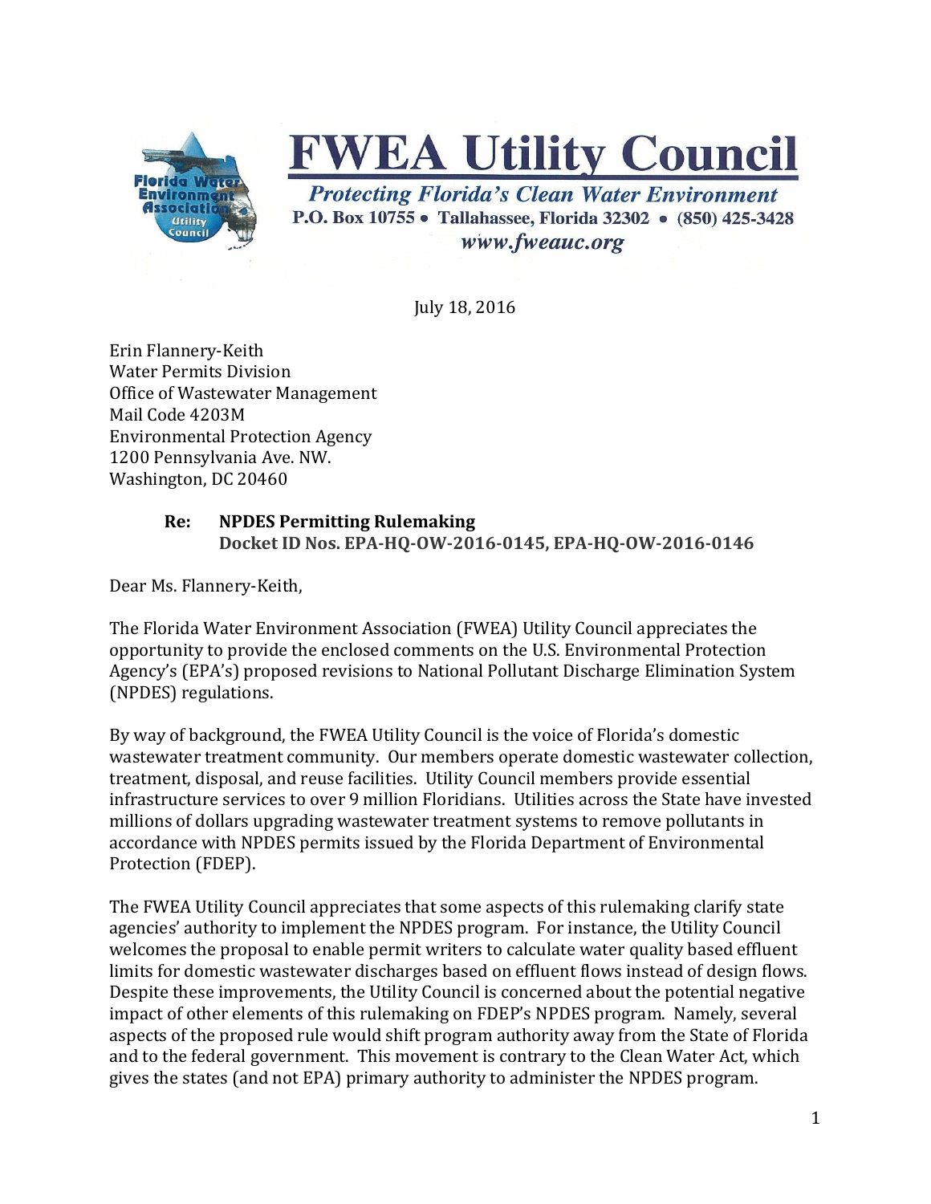# FWEA Utility Council

*Protecting Florida's Clean Water Environment*

**P.O. Box 10755 • Tallahassee, Florida 32302 • (850) 425-3428**

*www.fweauc.org*

July 18, 2016

Erin Flannery-Keith
Water Permits Division
Office of Wastewater Management
Mail Code 4203M
Environmental Protection Agency
1200 Pennsylvania Ave. NW.
Washington, DC 20460

**Re: NPDES Permitting Rulemaking**
**Docket ID Nos. EPA-HQ-OW-2016-0145, EPA-HQ-OW-2016-0146**

Dear Ms. Flannery-Keith,

The Florida Water Environment Association (FWEA) Utility Council appreciates the opportunity to provide the enclosed comments on the U.S. Environmental Protection Agency's (EPA's) proposed revisions to National Pollutant Discharge Elimination System (NPDES) regulations.

By way of background, the FWEA Utility Council is the voice of Florida's domestic wastewater treatment community. Our members operate domestic wastewater collection, treatment, disposal, and reuse facilities. Utility Council members provide essential infrastructure services to over 9 million Floridians. Utilities across the State have invested millions of dollars upgrading wastewater treatment systems to remove pollutants in accordance with NPDES permits issued by the Florida Department of Environmental Protection (FDEP).

The FWEA Utility Council appreciates that some aspects of this rulemaking clarify state agencies' authority to implement the NPDES program. For instance, the Utility Council welcomes the proposal to enable permit writers to calculate water quality based effluent limits for domestic wastewater discharges based on effluent flows instead of design flows. Despite these improvements, the Utility Council is concerned about the potential negative impact of other elements of this rulemaking on FDEP's NPDES program. Namely, several aspects of the proposed rule would shift program authority away from the State of Florida and to the federal government. This movement is contrary to the Clean Water Act, which gives the states (and not EPA) primary authority to administer the NPDES program.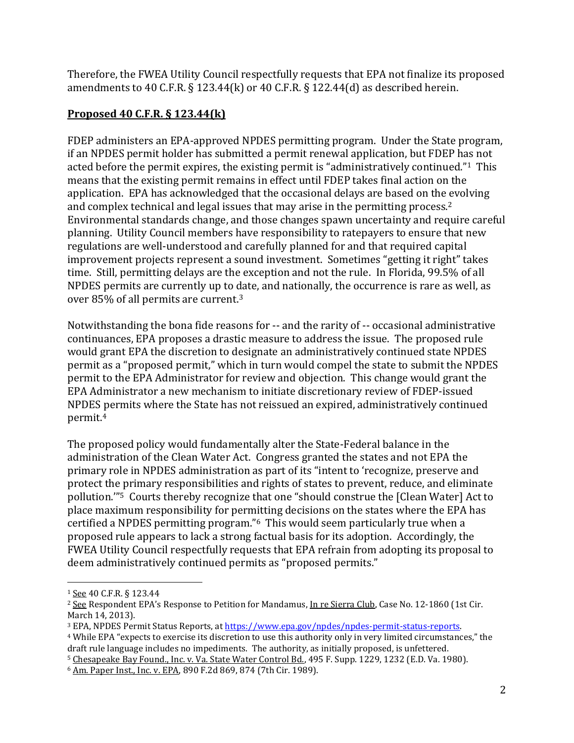Therefore, the FWEA Utility Council respectfully requests that EPA not finalize its proposed amendments to 40 C.F.R. § 123.44(k) or 40 C.F.R. § 122.44(d) as described herein.

**Proposed 40 C.F.R. § 123.44(k)**

FDEP administers an EPA-approved NPDES permitting program. Under the State program, if an NPDES permit holder has submitted a permit renewal application, but FDEP has not acted before the permit expires, the existing permit is "administratively continued."[1] This means that the existing permit remains in effect until FDEP takes final action on the application. EPA has acknowledged that the occasional delays are based on the evolving and complex technical and legal issues that may arise in the permitting process.[2] Environmental standards change, and those changes spawn uncertainty and require careful planning. Utility Council members have responsibility to ratepayers to ensure that new regulations are well-understood and carefully planned for and that required capital improvement projects represent a sound investment. Sometimes "getting it right" takes time. Still, permitting delays are the exception and not the rule. In Florida, 99.5% of all NPDES permits are currently up to date, and nationally, the occurrence is rare as well, as over 85% of all permits are current.[3]

Notwithstanding the bona fide reasons for -- and the rarity of -- occasional administrative continuances, EPA proposes a drastic measure to address the issue. The proposed rule would grant EPA the discretion to designate an administratively continued state NPDES permit as a "proposed permit," which in turn would compel the state to submit the NPDES permit to the EPA Administrator for review and objection. This change would grant the EPA Administrator a new mechanism to initiate discretionary review of FDEP-issued NPDES permits where the State has not reissued an expired, administratively continued permit.[4]

The proposed policy would fundamentally alter the State-Federal balance in the administration of the Clean Water Act. Congress granted the states and not EPA the primary role in NPDES administration as part of its "intent to 'recognize, preserve and protect the primary responsibilities and rights of states to prevent, reduce, and eliminate pollution.'"[5] Courts thereby recognize that one "should construe the [Clean Water] Act to place maximum responsibility for permitting decisions on the states where the EPA has certified a NPDES permitting program."[6] This would seem particularly true when a proposed rule appears to lack a strong factual basis for its adoption. Accordingly, the FWEA Utility Council respectfully requests that EPA refrain from adopting its proposal to deem administratively continued permits as "proposed permits."

---

[1] See 40 C.F.R. § 123.44

[2] See Respondent EPA's Response to Petition for Mandamus, In re Sierra Club, Case No. 12-1860 (1st Cir. March 14, 2013).

[3] EPA, NPDES Permit Status Reports, at https://www.epa.gov/npdes/npdes-permit-status-reports.

[4] While EPA "expects to exercise its discretion to use this authority only in very limited circumstances," the draft rule language includes no impediments. The authority, as initially proposed, is unfettered.

[5] Chesapeake Bay Found., Inc. v. Va. State Water Control Bd., 495 F. Supp. 1229, 1232 (E.D. Va. 1980).

[6] Am. Paper Inst., Inc. v. EPA, 890 F.2d 869, 874 (7th Cir. 1989).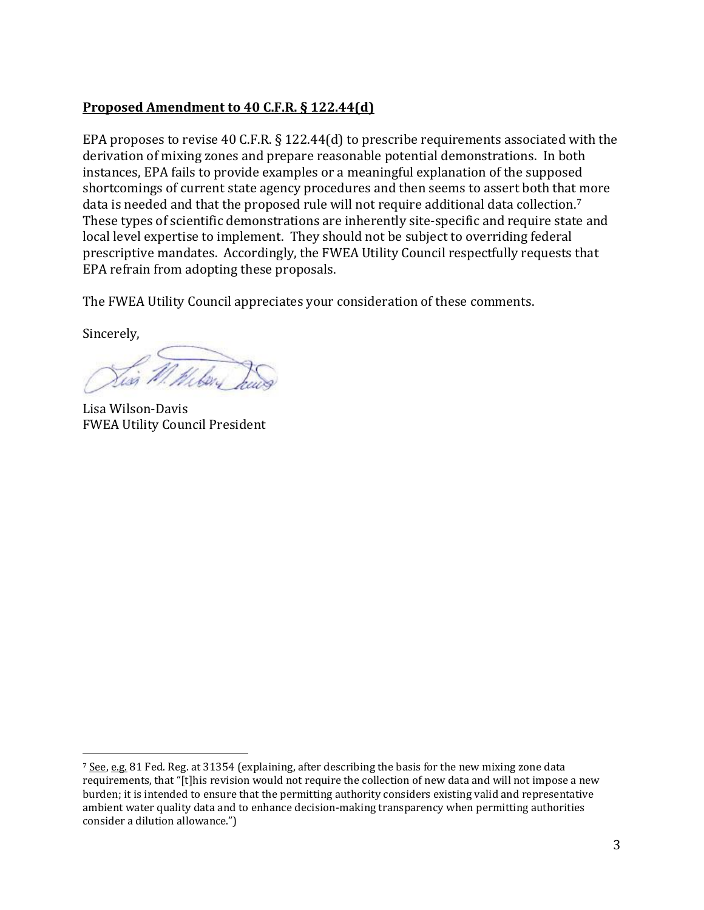**Proposed Amendment to 40 C.F.R. § 122.44(d)**

EPA proposes to revise 40 C.F.R. § 122.44(d) to prescribe requirements associated with the derivation of mixing zones and prepare reasonable potential demonstrations. In both instances, EPA fails to provide examples or a meaningful explanation of the supposed shortcomings of current state agency procedures and then seems to assert both that more data is needed and that the proposed rule will not require additional data collection.[7] These types of scientific demonstrations are inherently site-specific and require state and local level expertise to implement. They should not be subject to overriding federal prescriptive mandates. Accordingly, the FWEA Utility Council respectfully requests that EPA refrain from adopting these proposals.

The FWEA Utility Council appreciates your consideration of these comments.

Sincerely,

Lisa Wilson-Davis
FWEA Utility Council President

---

[7] See, e.g. 81 Fed. Reg. at 31354 (explaining, after describing the basis for the new mixing zone data requirements, that "[t]his revision would not require the collection of new data and will not impose a new burden; it is intended to ensure that the permitting authority considers existing valid and representative ambient water quality data and to enhance decision-making transparency when permitting authorities consider a dilution allowance.")